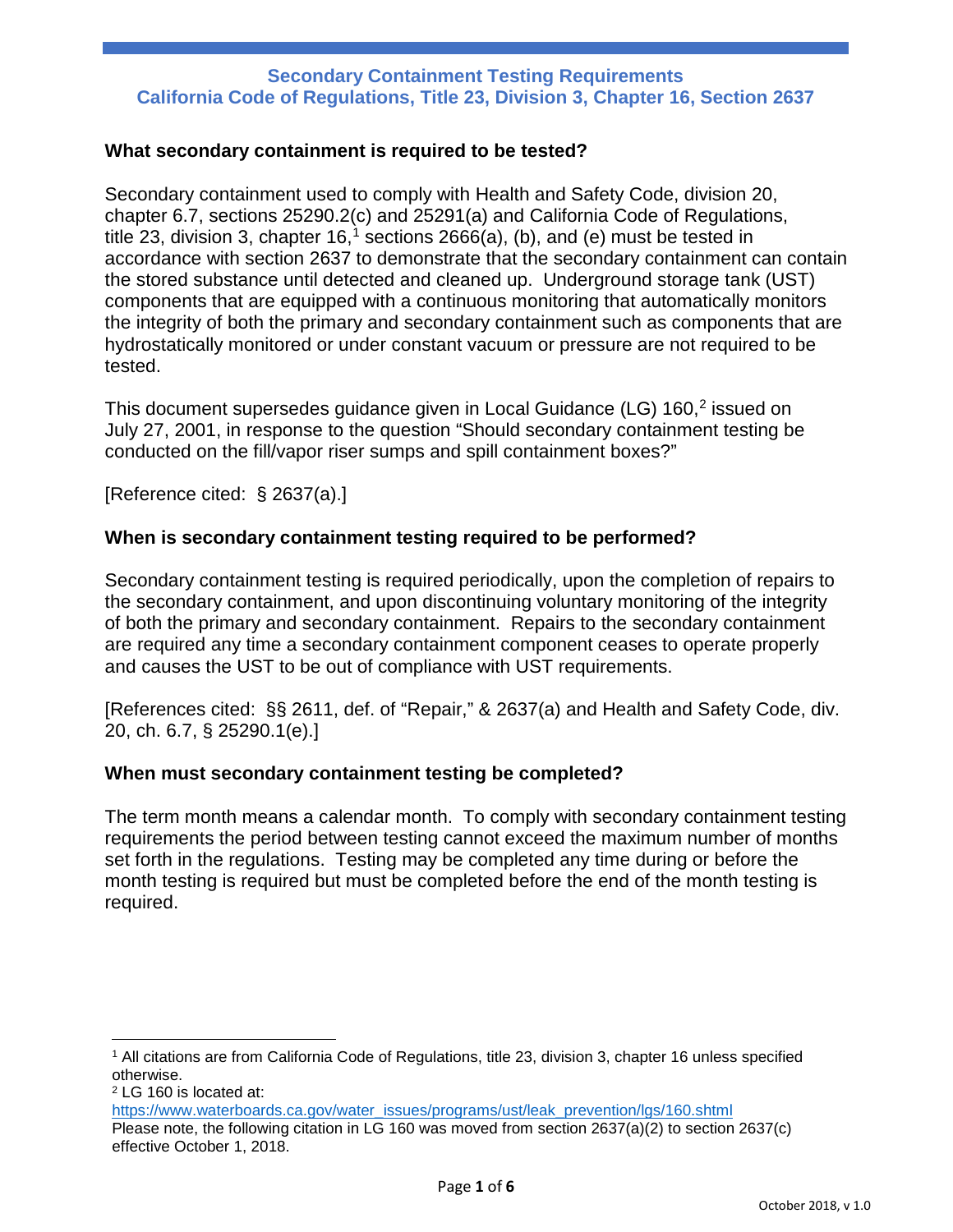# Secondary Containment Testing Requirements
## California Code of Regulations, Title 23, Division 3, Chapter 16, Section 2637

### What secondary containment is required to be tested?

Secondary containment used to comply with Health and Safety Code, division 20, chapter 6.7, sections 25290.2(c) and 25291(a) and California Code of Regulations, title 23, division 3, chapter 16,[1] sections 2666(a), (b), and (e) must be tested in accordance with section 2637 to demonstrate that the secondary containment can contain the stored substance until detected and cleaned up. Underground storage tank (UST) components that are equipped with a continuous monitoring that automatically monitors the integrity of both the primary and secondary containment such as components that are hydrostatically monitored or under constant vacuum or pressure are not required to be tested.

This document supersedes guidance given in Local Guidance (LG) 160,[2] issued on July 27, 2001, in response to the question "Should secondary containment testing be conducted on the fill/vapor riser sumps and spill containment boxes?"

[Reference cited: § 2637(a).]

### When is secondary containment testing required to be performed?

Secondary containment testing is required periodically, upon the completion of repairs to the secondary containment, and upon discontinuing voluntary monitoring of the integrity of both the primary and secondary containment. Repairs to the secondary containment are required any time a secondary containment component ceases to operate properly and causes the UST to be out of compliance with UST requirements.

[References cited: §§ 2611, def. of "Repair," & 2637(a) and Health and Safety Code, div. 20, ch. 6.7, § 25290.1(e).]

### When must secondary containment testing be completed?

The term month means a calendar month. To comply with secondary containment testing requirements the period between testing cannot exceed the maximum number of months set forth in the regulations. Testing may be completed any time during or before the month testing is required but must be completed before the end of the month testing is required.

---

[1] All citations are from California Code of Regulations, title 23, division 3, chapter 16 unless specified otherwise.

[2] LG 160 is located at: https://www.waterboards.ca.gov/water_issues/programs/ust/leak_prevention/lgs/160.shtml
Please note, the following citation in LG 160 was moved from section 2637(a)(2) to section 2637(c) effective October 1, 2018.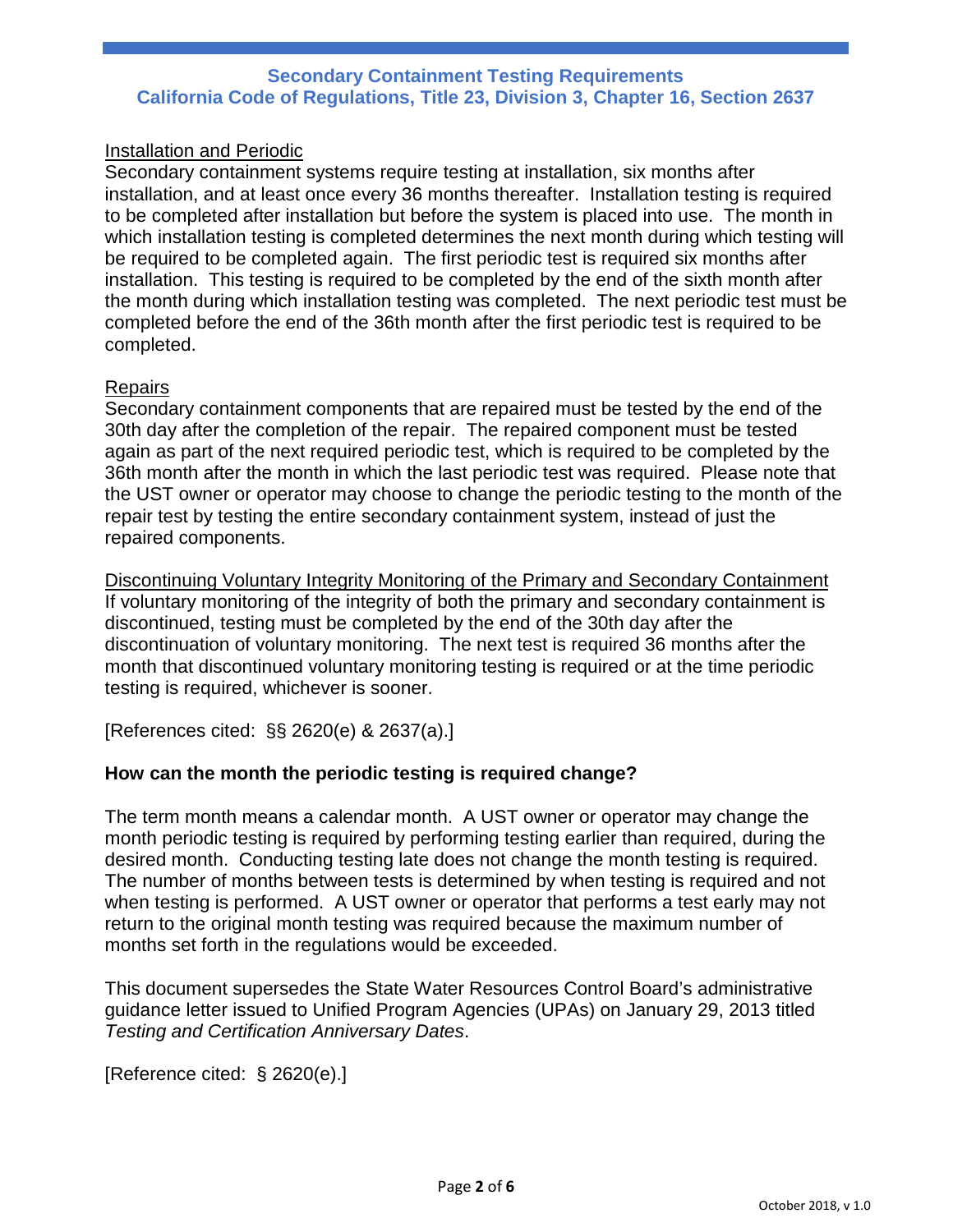## Installation and Periodic

Secondary containment systems require testing at installation, six months after installation, and at least once every 36 months thereafter. Installation testing is required to be completed after installation but before the system is placed into use. The month in which installation testing is completed determines the next month during which testing will be required to be completed again. The first periodic test is required six months after installation. This testing is required to be completed by the end of the sixth month after the month during which installation testing was completed. The next periodic test must be completed before the end of the 36th month after the first periodic test is required to be completed.

## Repairs

Secondary containment components that are repaired must be tested by the end of the 30th day after the completion of the repair. The repaired component must be tested again as part of the next required periodic test, which is required to be completed by the 36th month after the month in which the last periodic test was required. Please note that the UST owner or operator may choose to change the periodic testing to the month of the repair test by testing the entire secondary containment system, instead of just the repaired components.

## Discontinuing Voluntary Integrity Monitoring of the Primary and Secondary Containment

If voluntary monitoring of the integrity of both the primary and secondary containment is discontinued, testing must be completed by the end of the 30th day after the discontinuation of voluntary monitoring. The next test is required 36 months after the month that discontinued voluntary monitoring testing is required or at the time periodic testing is required, whichever is sooner.

[References cited: §§ 2620(e) & 2637(a).]

### How can the month the periodic testing is required change?

The term month means a calendar month. A UST owner or operator may change the month periodic testing is required by performing testing earlier than required, during the desired month. Conducting testing late does not change the month testing is required. The number of months between tests is determined by when testing is required and not when testing is performed. A UST owner or operator that performs a test early may not return to the original month testing was required because the maximum number of months set forth in the regulations would be exceeded.

This document supersedes the State Water Resources Control Board's administrative guidance letter issued to Unified Program Agencies (UPAs) on January 29, 2013 titled *Testing and Certification Anniversary Dates*.

[Reference cited: § 2620(e).]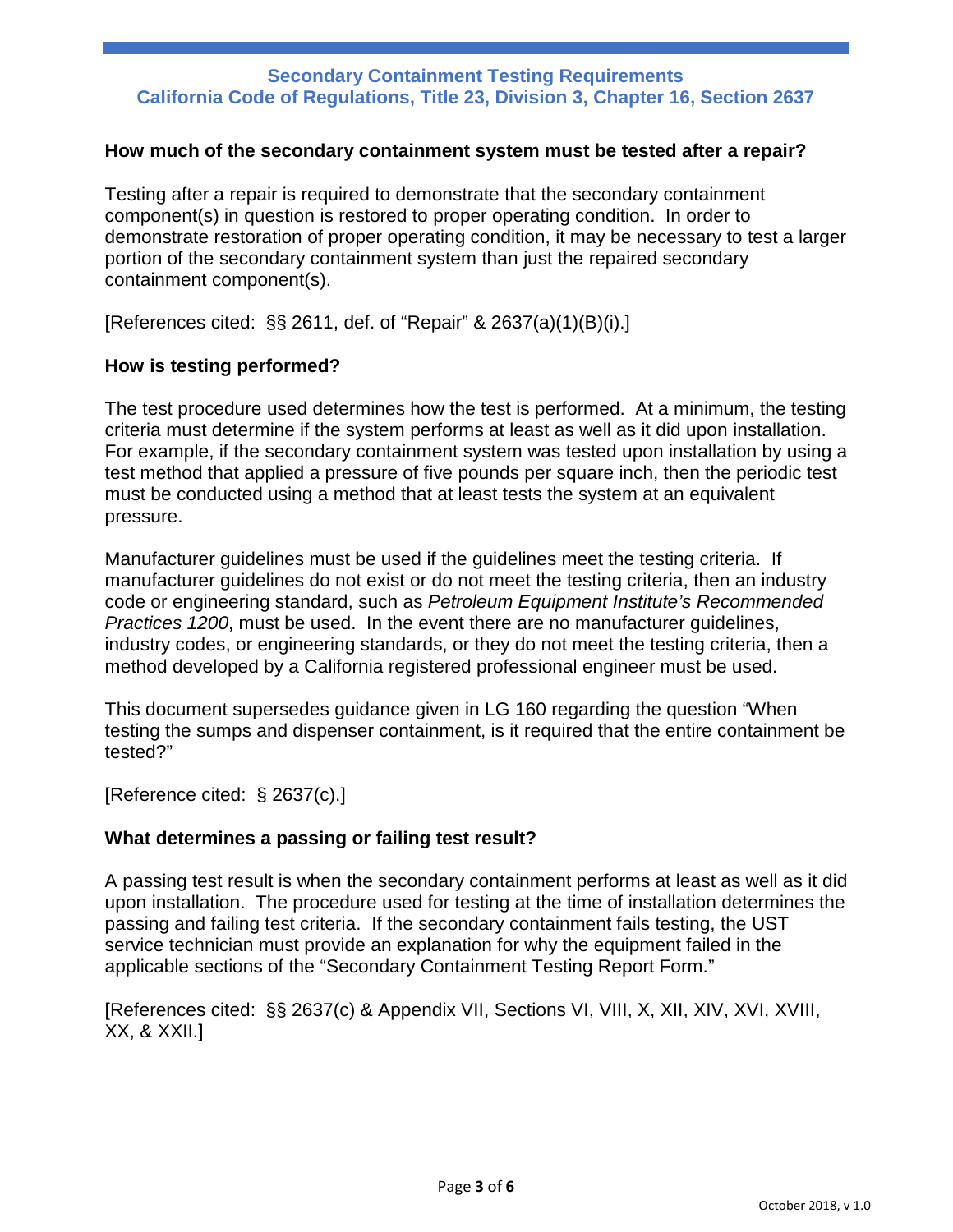**Secondary Containment Testing Requirements**
**California Code of Regulations, Title 23, Division 3, Chapter 16, Section 2637**

### How much of the secondary containment system must be tested after a repair?

Testing after a repair is required to demonstrate that the secondary containment component(s) in question is restored to proper operating condition. In order to demonstrate restoration of proper operating condition, it may be necessary to test a larger portion of the secondary containment system than just the repaired secondary containment component(s).

[References cited: §§ 2611, def. of "Repair" & 2637(a)(1)(B)(i).]

### How is testing performed?

The test procedure used determines how the test is performed. At a minimum, the testing criteria must determine if the system performs at least as well as it did upon installation. For example, if the secondary containment system was tested upon installation by using a test method that applied a pressure of five pounds per square inch, then the periodic test must be conducted using a method that at least tests the system at an equivalent pressure.

Manufacturer guidelines must be used if the guidelines meet the testing criteria. If manufacturer guidelines do not exist or do not meet the testing criteria, then an industry code or engineering standard, such as *Petroleum Equipment Institute's Recommended Practices 1200*, must be used. In the event there are no manufacturer guidelines, industry codes, or engineering standards, or they do not meet the testing criteria, then a method developed by a California registered professional engineer must be used.

This document supersedes guidance given in LG 160 regarding the question "When testing the sumps and dispenser containment, is it required that the entire containment be tested?"

[Reference cited: § 2637(c).]

### What determines a passing or failing test result?

A passing test result is when the secondary containment performs at least as well as it did upon installation. The procedure used for testing at the time of installation determines the passing and failing test criteria. If the secondary containment fails testing, the UST service technician must provide an explanation for why the equipment failed in the applicable sections of the "Secondary Containment Testing Report Form."

[References cited: §§ 2637(c) & Appendix VII, Sections VI, VIII, X, XII, XIV, XVI, XVIII, XX, & XXII.]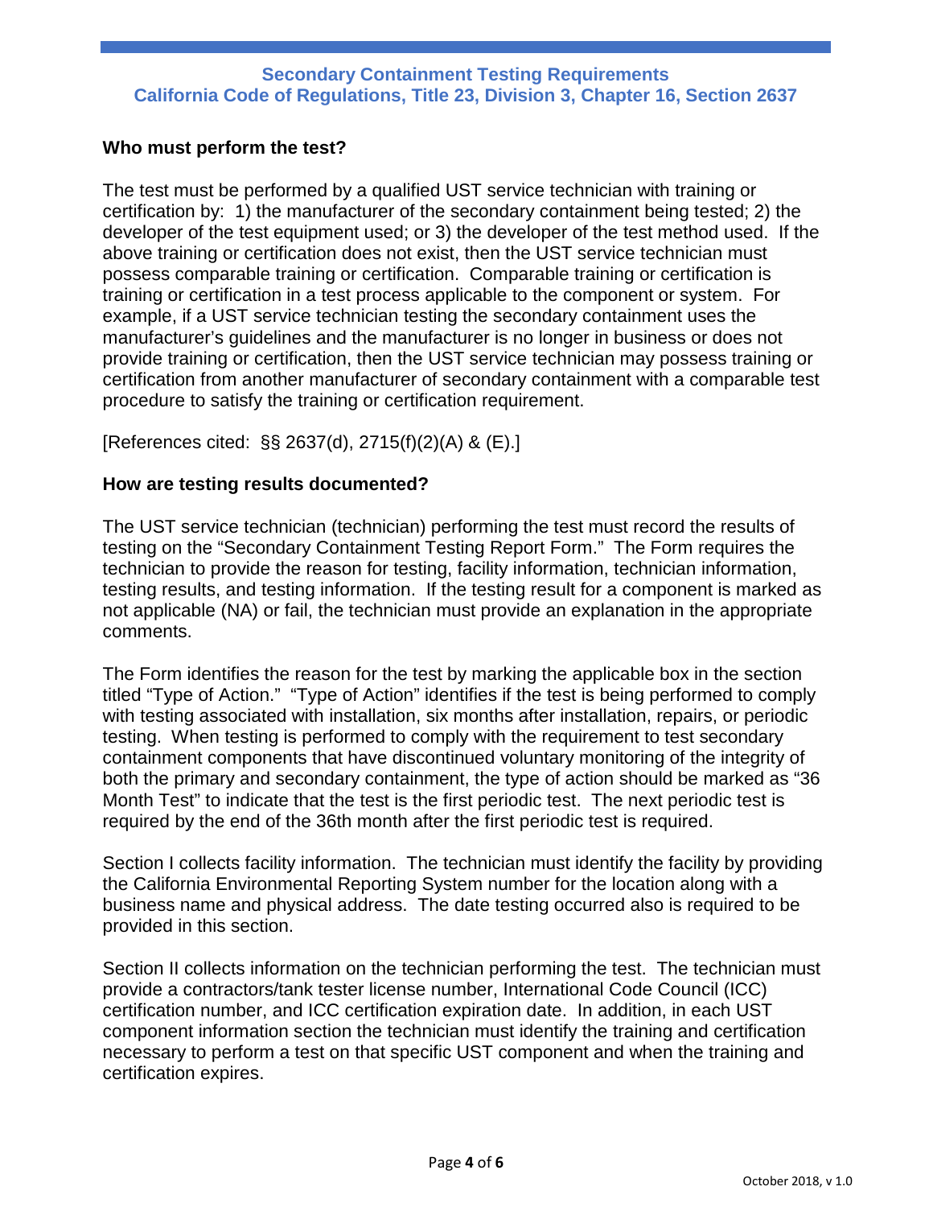**Who must perform the test?**

The test must be performed by a qualified UST service technician with training or certification by: 1) the manufacturer of the secondary containment being tested; 2) the developer of the test equipment used; or 3) the developer of the test method used. If the above training or certification does not exist, then the UST service technician must possess comparable training or certification. Comparable training or certification is training or certification in a test process applicable to the component or system. For example, if a UST service technician testing the secondary containment uses the manufacturer's guidelines and the manufacturer is no longer in business or does not provide training or certification, then the UST service technician may possess training or certification from another manufacturer of secondary containment with a comparable test procedure to satisfy the training or certification requirement.

[References cited: §§ 2637(d), 2715(f)(2)(A) & (E).]

**How are testing results documented?**

The UST service technician (technician) performing the test must record the results of testing on the "Secondary Containment Testing Report Form." The Form requires the technician to provide the reason for testing, facility information, technician information, testing results, and testing information. If the testing result for a component is marked as not applicable (NA) or fail, the technician must provide an explanation in the appropriate comments.

The Form identifies the reason for the test by marking the applicable box in the section titled "Type of Action." "Type of Action" identifies if the test is being performed to comply with testing associated with installation, six months after installation, repairs, or periodic testing. When testing is performed to comply with the requirement to test secondary containment components that have discontinued voluntary monitoring of the integrity of both the primary and secondary containment, the type of action should be marked as "36 Month Test" to indicate that the test is the first periodic test. The next periodic test is required by the end of the 36th month after the first periodic test is required.

Section I collects facility information. The technician must identify the facility by providing the California Environmental Reporting System number for the location along with a business name and physical address. The date testing occurred also is required to be provided in this section.

Section II collects information on the technician performing the test. The technician must provide a contractors/tank tester license number, International Code Council (ICC) certification number, and ICC certification expiration date. In addition, in each UST component information section the technician must identify the training and certification necessary to perform a test on that specific UST component and when the training and certification expires.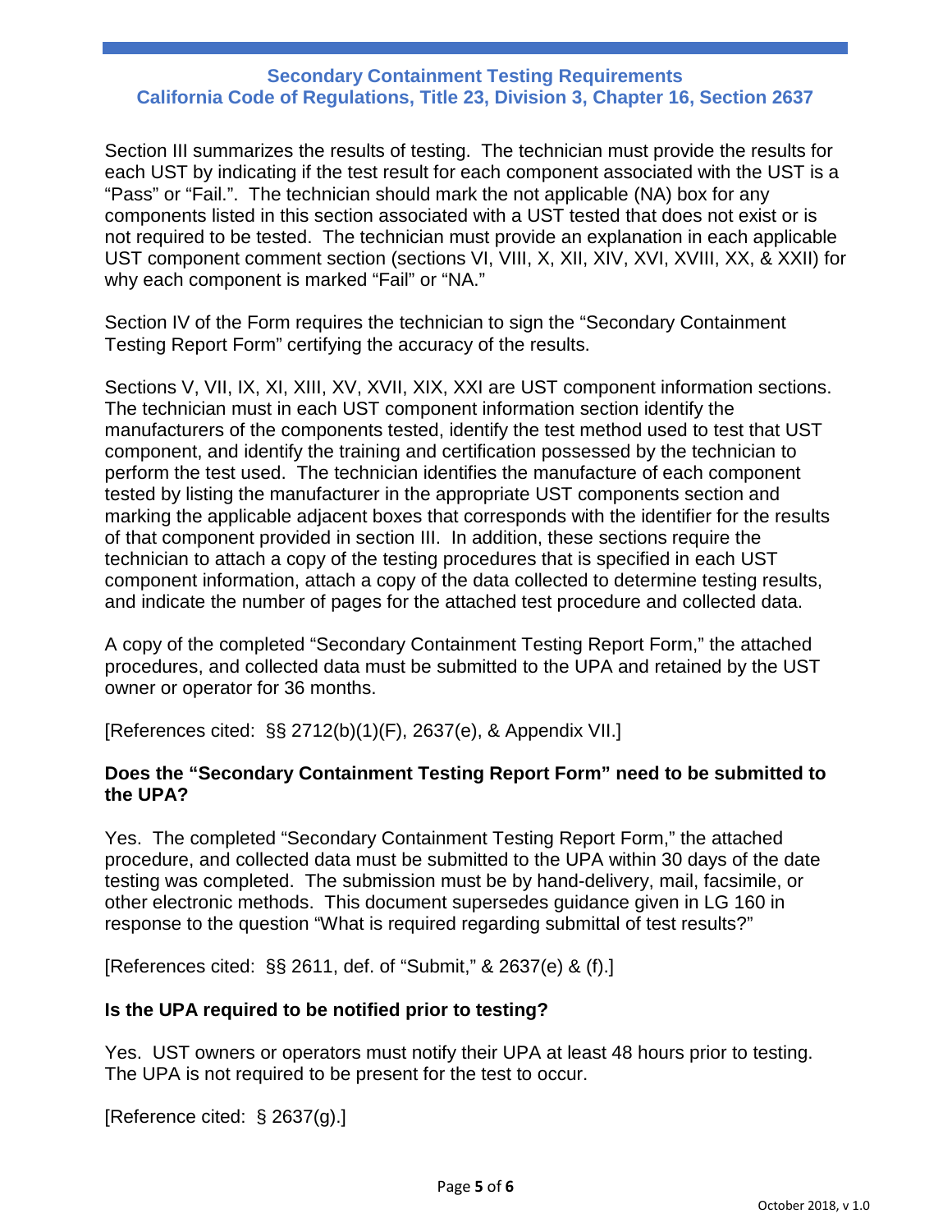Section III summarizes the results of testing. The technician must provide the results for each UST by indicating if the test result for each component associated with the UST is a "Pass" or "Fail.". The technician should mark the not applicable (NA) box for any components listed in this section associated with a UST tested that does not exist or is not required to be tested. The technician must provide an explanation in each applicable UST component comment section (sections VI, VIII, X, XII, XIV, XVI, XVIII, XX, & XXII) for why each component is marked "Fail" or "NA."

Section IV of the Form requires the technician to sign the "Secondary Containment Testing Report Form" certifying the accuracy of the results.

Sections V, VII, IX, XI, XIII, XV, XVII, XIX, XXI are UST component information sections. The technician must in each UST component information section identify the manufacturers of the components tested, identify the test method used to test that UST component, and identify the training and certification possessed by the technician to perform the test used. The technician identifies the manufacture of each component tested by listing the manufacturer in the appropriate UST components section and marking the applicable adjacent boxes that corresponds with the identifier for the results of that component provided in section III. In addition, these sections require the technician to attach a copy of the testing procedures that is specified in each UST component information, attach a copy of the data collected to determine testing results, and indicate the number of pages for the attached test procedure and collected data.

A copy of the completed "Secondary Containment Testing Report Form," the attached procedures, and collected data must be submitted to the UPA and retained by the UST owner or operator for 36 months.

[References cited: §§ 2712(b)(1)(F), 2637(e), & Appendix VII.]

**Does the "Secondary Containment Testing Report Form" need to be submitted to the UPA?**

Yes. The completed "Secondary Containment Testing Report Form," the attached procedure, and collected data must be submitted to the UPA within 30 days of the date testing was completed. The submission must be by hand-delivery, mail, facsimile, or other electronic methods. This document supersedes guidance given in LG 160 in response to the question "What is required regarding submittal of test results?"

[References cited: §§ 2611, def. of "Submit," & 2637(e) & (f).]

**Is the UPA required to be notified prior to testing?**

Yes. UST owners or operators must notify their UPA at least 48 hours prior to testing. The UPA is not required to be present for the test to occur.

[Reference cited: § 2637(g).]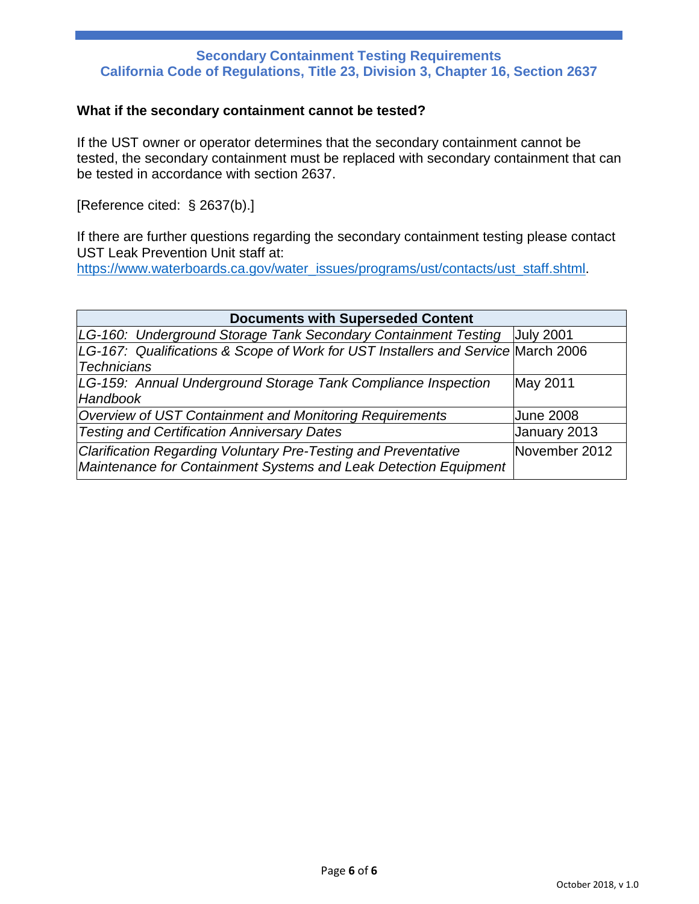### What if the secondary containment cannot be tested?

If the UST owner or operator determines that the secondary containment cannot be tested, the secondary containment must be replaced with secondary containment that can be tested in accordance with section 2637.

[Reference cited: § 2637(b).]

If there are further questions regarding the secondary containment testing please contact UST Leak Prevention Unit staff at: https://www.waterboards.ca.gov/water_issues/programs/ust/contacts/ust_staff.shtml.

| **Documents with Superseded Content** | |
|---|---|
| *LG-160: Underground Storage Tank Secondary Containment Testing* | July 2001 |
| *LG-167: Qualifications & Scope of Work for UST Installers and Service Technicians* | March 2006 |
| *LG-159: Annual Underground Storage Tank Compliance Inspection Handbook* | May 2011 |
| *Overview of UST Containment and Monitoring Requirements* | June 2008 |
| *Testing and Certification Anniversary Dates* | January 2013 |
| *Clarification Regarding Voluntary Pre-Testing and Preventative Maintenance for Containment Systems and Leak Detection Equipment* | November 2012 |